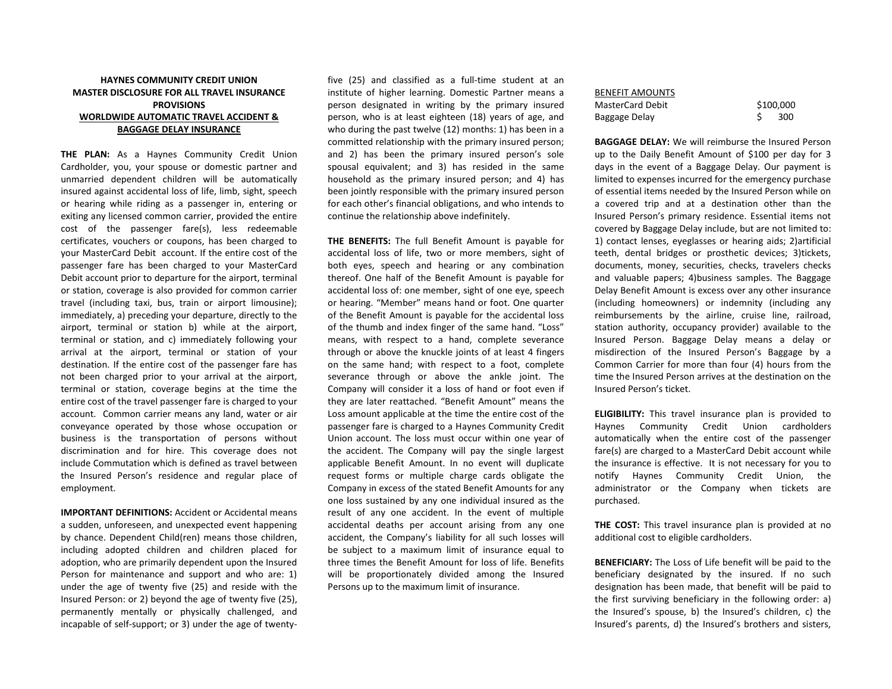**HAYNES COMMUNITY CREDIT UNION**
**MASTER DISCLOSURE FOR ALL TRAVEL INSURANCE PROVISIONS**
**WORLDWIDE AUTOMATIC TRAVEL ACCIDENT & BAGGAGE DELAY INSURANCE**

**THE PLAN:** As a Haynes Community Credit Union Cardholder, you, your spouse or domestic partner and unmarried dependent children will be automatically insured against accidental loss of life, limb, sight, speech or hearing while riding as a passenger in, entering or exiting any licensed common carrier, provided the entire cost of the passenger fare(s), less redeemable certificates, vouchers or coupons, has been charged to your MasterCard Debit account. If the entire cost of the passenger fare has been charged to your MasterCard Debit account prior to departure for the airport, terminal or station, coverage is also provided for common carrier travel (including taxi, bus, train or airport limousine); immediately, a) preceding your departure, directly to the airport, terminal or station b) while at the airport, terminal or station, and c) immediately following your arrival at the airport, terminal or station of your destination. If the entire cost of the passenger fare has not been charged prior to your arrival at the airport, terminal or station, coverage begins at the time the entire cost of the travel passenger fare is charged to your account. Common carrier means any land, water or air conveyance operated by those whose occupation or business is the transportation of persons without discrimination and for hire. This coverage does not include Commutation which is defined as travel between the Insured Person's residence and regular place of employment.

**IMPORTANT DEFINITIONS:** Accident or Accidental means a sudden, unforeseen, and unexpected event happening by chance. Dependent Child(ren) means those children, including adopted children and children placed for adoption, who are primarily dependent upon the Insured Person for maintenance and support and who are: 1) under the age of twenty five (25) and reside with the Insured Person: or 2) beyond the age of twenty five (25), permanently mentally or physically challenged, and incapable of self-support; or 3) under the age of twenty-five (25) and classified as a full-time student at an institute of higher learning. Domestic Partner means a person designated in writing by the primary insured person, who is at least eighteen (18) years of age, and who during the past twelve (12) months: 1) has been in a committed relationship with the primary insured person; and 2) has been the primary insured person's sole spousal equivalent; and 3) has resided in the same household as the primary insured person; and 4) has been jointly responsible with the primary insured person for each other's financial obligations, and who intends to continue the relationship above indefinitely.

**THE BENEFITS:** The full Benefit Amount is payable for accidental loss of life, two or more members, sight of both eyes, speech and hearing or any combination thereof. One half of the Benefit Amount is payable for accidental loss of: one member, sight of one eye, speech or hearing. "Member" means hand or foot. One quarter of the Benefit Amount is payable for the accidental loss of the thumb and index finger of the same hand. "Loss" means, with respect to a hand, complete severance through or above the knuckle joints of at least 4 fingers on the same hand; with respect to a foot, complete severance through or above the ankle joint. The Company will consider it a loss of hand or foot even if they are later reattached. "Benefit Amount" means the Loss amount applicable at the time the entire cost of the passenger fare is charged to a Haynes Community Credit Union account. The loss must occur within one year of the accident. The Company will pay the single largest applicable Benefit Amount. In no event will duplicate request forms or multiple charge cards obligate the Company in excess of the stated Benefit Amounts for any one loss sustained by any one individual insured as the result of any one accident. In the event of multiple accidental deaths per account arising from any one accident, the Company's liability for all such losses will be subject to a maximum limit of insurance equal to three times the Benefit Amount for loss of life. Benefits will be proportionately divided among the Insured Persons up to the maximum limit of insurance.

| BENEFIT AMOUNTS | |
|---|---|
| MasterCard Debit | $100,000 |
| Baggage Delay | $ 300 |

**BAGGAGE DELAY:** We will reimburse the Insured Person up to the Daily Benefit Amount of $100 per day for 3 days in the event of a Baggage Delay. Our payment is limited to expenses incurred for the emergency purchase of essential items needed by the Insured Person while on a covered trip and at a destination other than the Insured Person's primary residence. Essential items not covered by Baggage Delay include, but are not limited to: 1) contact lenses, eyeglasses or hearing aids; 2)artificial teeth, dental bridges or prosthetic devices; 3)tickets, documents, money, securities, checks, travelers checks and valuable papers; 4)business samples. The Baggage Delay Benefit Amount is excess over any other insurance (including homeowners) or indemnity (including any reimbursements by the airline, cruise line, railroad, station authority, occupancy provider) available to the Insured Person. Baggage Delay means a delay or misdirection of the Insured Person's Baggage by a Common Carrier for more than four (4) hours from the time the Insured Person arrives at the destination on the Insured Person's ticket.

**ELIGIBILITY:** This travel insurance plan is provided to Haynes Community Credit Union cardholders automatically when the entire cost of the passenger fare(s) are charged to a MasterCard Debit account while the insurance is effective. It is not necessary for you to notify Haynes Community Credit Union, the administrator or the Company when tickets are purchased.

**THE COST:** This travel insurance plan is provided at no additional cost to eligible cardholders.

**BENEFICIARY:** The Loss of Life benefit will be paid to the beneficiary designated by the insured. If no such designation has been made, that benefit will be paid to the first surviving beneficiary in the following order: a) the Insured's spouse, b) the Insured's children, c) the Insured's parents, d) the Insured's brothers and sisters,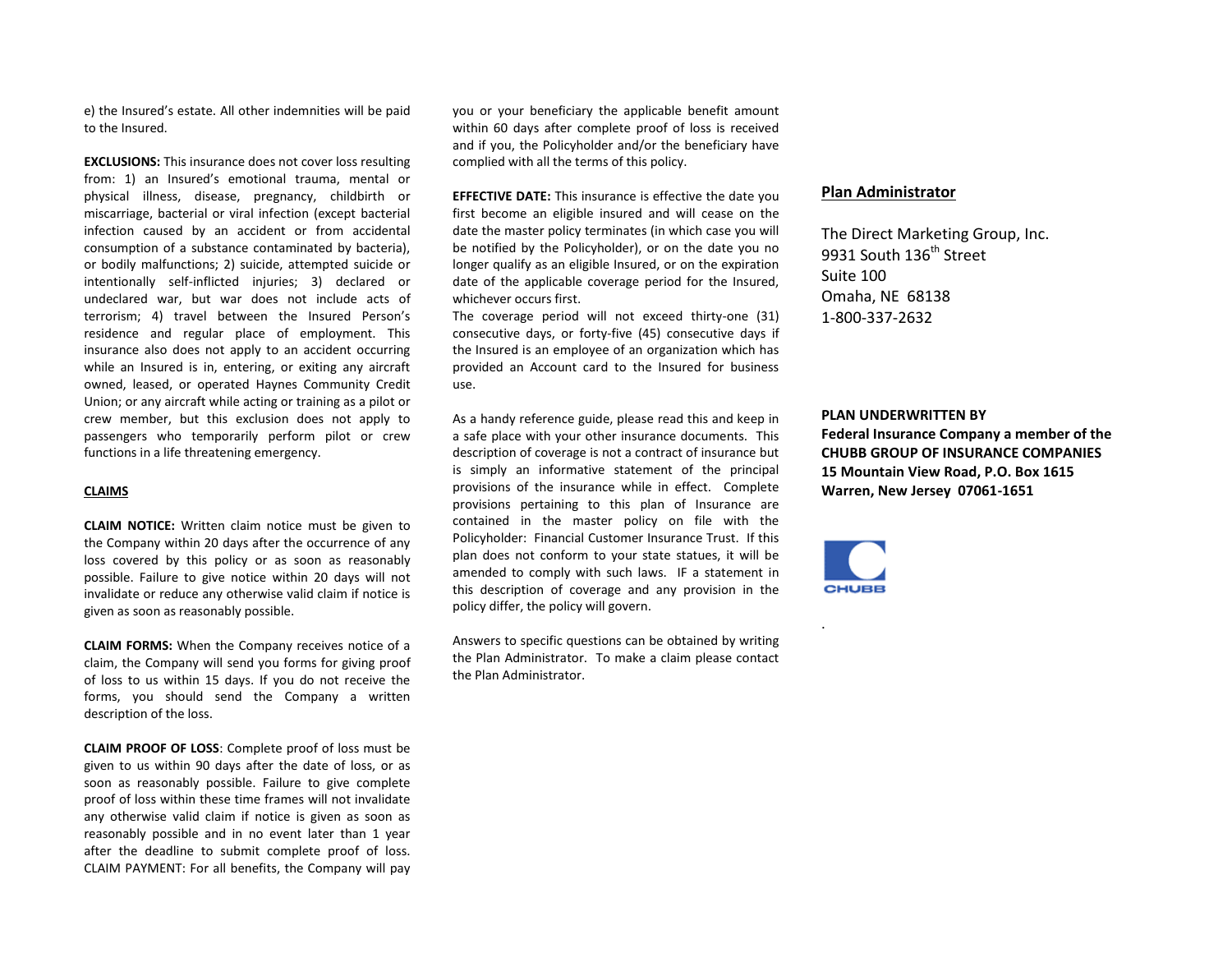e) the Insured's estate. All other indemnities will be paid to the Insured.

**EXCLUSIONS:** This insurance does not cover loss resulting from: 1) an Insured's emotional trauma, mental or physical illness, disease, pregnancy, childbirth or miscarriage, bacterial or viral infection (except bacterial infection caused by an accident or from accidental consumption of a substance contaminated by bacteria), or bodily malfunctions; 2) suicide, attempted suicide or intentionally self-inflicted injuries; 3) declared or undeclared war, but war does not include acts of terrorism; 4) travel between the Insured Person's residence and regular place of employment. This insurance also does not apply to an accident occurring while an Insured is in, entering, or exiting any aircraft owned, leased, or operated Haynes Community Credit Union; or any aircraft while acting or training as a pilot or crew member, but this exclusion does not apply to passengers who temporarily perform pilot or crew functions in a life threatening emergency.

## CLAIMS

**CLAIM NOTICE:** Written claim notice must be given to the Company within 20 days after the occurrence of any loss covered by this policy or as soon as reasonably possible. Failure to give notice within 20 days will not invalidate or reduce any otherwise valid claim if notice is given as soon as reasonably possible.

**CLAIM FORMS:** When the Company receives notice of a claim, the Company will send you forms for giving proof of loss to us within 15 days. If you do not receive the forms, you should send the Company a written description of the loss.

**CLAIM PROOF OF LOSS**: Complete proof of loss must be given to us within 90 days after the date of loss, or as soon as reasonably possible. Failure to give complete proof of loss within these time frames will not invalidate any otherwise valid claim if notice is given as soon as reasonably possible and in no event later than 1 year after the deadline to submit complete proof of loss. CLAIM PAYMENT: For all benefits, the Company will pay you or your beneficiary the applicable benefit amount within 60 days after complete proof of loss is received and if you, the Policyholder and/or the beneficiary have complied with all the terms of this policy.

**EFFECTIVE DATE:** This insurance is effective the date you first become an eligible insured and will cease on the date the master policy terminates (in which case you will be notified by the Policyholder), or on the date you no longer qualify as an eligible Insured, or on the expiration date of the applicable coverage period for the Insured, whichever occurs first.
The coverage period will not exceed thirty-one (31) consecutive days, or forty-five (45) consecutive days if the Insured is an employee of an organization which has provided an Account card to the Insured for business use.

As a handy reference guide, please read this and keep in a safe place with your other insurance documents. This description of coverage is not a contract of insurance but is simply an informative statement of the principal provisions of the insurance while in effect. Complete provisions pertaining to this plan of Insurance are contained in the master policy on file with the Policyholder: Financial Customer Insurance Trust. If this plan does not conform to your state statues, it will be amended to comply with such laws. IF a statement in this description of coverage and any provision in the policy differ, the policy will govern.

Answers to specific questions can be obtained by writing the Plan Administrator. To make a claim please contact the Plan Administrator.

## Plan Administrator

The Direct Marketing Group, Inc.
9931 South 136th Street
Suite 100
Omaha, NE 68138
1-800-337-2632

**PLAN UNDERWRITTEN BY**
**Federal Insurance Company a member of the CHUBB GROUP OF INSURANCE COMPANIES**
**15 Mountain View Road, P.O. Box 1615**
**Warren, New Jersey 07061-1651**

CHUBB